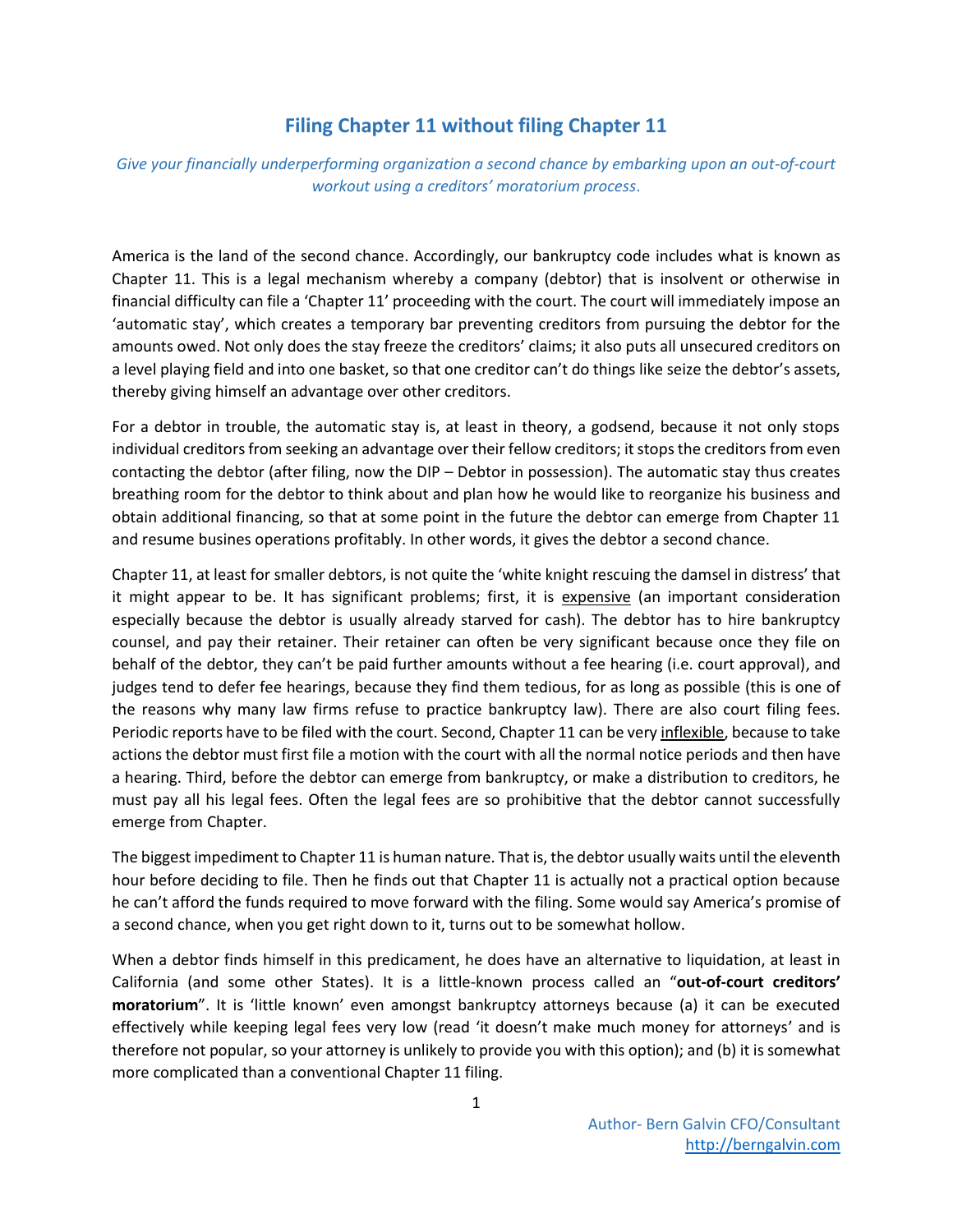# Filing Chapter 11 without filing Chapter 11

*Give your financially underperforming organization a second chance by embarking upon an out-of-court workout using a creditors' moratorium process.*

America is the land of the second chance. Accordingly, our bankruptcy code includes what is known as Chapter 11. This is a legal mechanism whereby a company (debtor) that is insolvent or otherwise in financial difficulty can file a 'Chapter 11' proceeding with the court. The court will immediately impose an 'automatic stay', which creates a temporary bar preventing creditors from pursuing the debtor for the amounts owed. Not only does the stay freeze the creditors' claims; it also puts all unsecured creditors on a level playing field and into one basket, so that one creditor can't do things like seize the debtor's assets, thereby giving himself an advantage over other creditors.

For a debtor in trouble, the automatic stay is, at least in theory, a godsend, because it not only stops individual creditors from seeking an advantage over their fellow creditors; it stops the creditors from even contacting the debtor (after filing, now the DIP – Debtor in possession). The automatic stay thus creates breathing room for the debtor to think about and plan how he would like to reorganize his business and obtain additional financing, so that at some point in the future the debtor can emerge from Chapter 11 and resume busines operations profitably. In other words, it gives the debtor a second chance.

Chapter 11, at least for smaller debtors, is not quite the 'white knight rescuing the damsel in distress' that it might appear to be. It has significant problems; first, it is <u>expensive</u> (an important consideration especially because the debtor is usually already starved for cash). The debtor has to hire bankruptcy counsel, and pay their retainer. Their retainer can often be very significant because once they file on behalf of the debtor, they can't be paid further amounts without a fee hearing (i.e. court approval), and judges tend to defer fee hearings, because they find them tedious, for as long as possible (this is one of the reasons why many law firms refuse to practice bankruptcy law). There are also court filing fees. Periodic reports have to be filed with the court. Second, Chapter 11 can be very <u>inflexible</u>, because to take actions the debtor must first file a motion with the court with all the normal notice periods and then have a hearing. Third, before the debtor can emerge from bankruptcy, or make a distribution to creditors, he must pay all his legal fees. Often the legal fees are so prohibitive that the debtor cannot successfully emerge from Chapter.

The biggest impediment to Chapter 11 is human nature. That is, the debtor usually waits until the eleventh hour before deciding to file. Then he finds out that Chapter 11 is actually not a practical option because he can't afford the funds required to move forward with the filing. Some would say America's promise of a second chance, when you get right down to it, turns out to be somewhat hollow.

When a debtor finds himself in this predicament, he does have an alternative to liquidation, at least in California (and some other States). It is a little-known process called an "**out-of-court creditors' moratorium**". It is 'little known' even amongst bankruptcy attorneys because (a) it can be executed effectively while keeping legal fees very low (read 'it doesn't make much money for attorneys' and is therefore not popular, so your attorney is unlikely to provide you with this option); and (b) it is somewhat more complicated than a conventional Chapter 11 filing.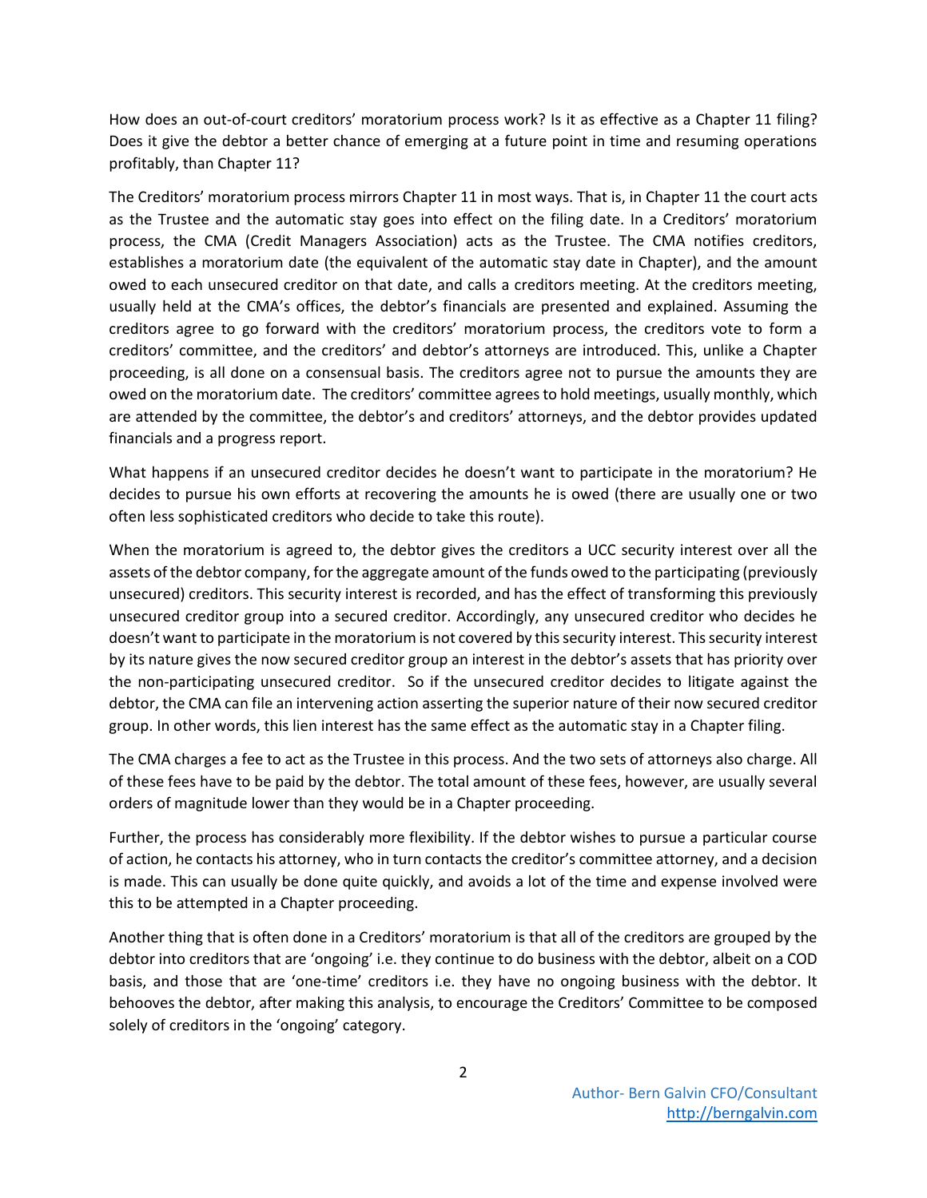How does an out-of-court creditors' moratorium process work? Is it as effective as a Chapter 11 filing? Does it give the debtor a better chance of emerging at a future point in time and resuming operations profitably, than Chapter 11?

The Creditors' moratorium process mirrors Chapter 11 in most ways. That is, in Chapter 11 the court acts as the Trustee and the automatic stay goes into effect on the filing date. In a Creditors' moratorium process, the CMA (Credit Managers Association) acts as the Trustee. The CMA notifies creditors, establishes a moratorium date (the equivalent of the automatic stay date in Chapter), and the amount owed to each unsecured creditor on that date, and calls a creditors meeting. At the creditors meeting, usually held at the CMA's offices, the debtor's financials are presented and explained. Assuming the creditors agree to go forward with the creditors' moratorium process, the creditors vote to form a creditors' committee, and the creditors' and debtor's attorneys are introduced. This, unlike a Chapter proceeding, is all done on a consensual basis. The creditors agree not to pursue the amounts they are owed on the moratorium date. The creditors' committee agrees to hold meetings, usually monthly, which are attended by the committee, the debtor's and creditors' attorneys, and the debtor provides updated financials and a progress report.

What happens if an unsecured creditor decides he doesn't want to participate in the moratorium? He decides to pursue his own efforts at recovering the amounts he is owed (there are usually one or two often less sophisticated creditors who decide to take this route).

When the moratorium is agreed to, the debtor gives the creditors a UCC security interest over all the assets of the debtor company, for the aggregate amount of the funds owed to the participating (previously unsecured) creditors. This security interest is recorded, and has the effect of transforming this previously unsecured creditor group into a secured creditor. Accordingly, any unsecured creditor who decides he doesn't want to participate in the moratorium is not covered by this security interest. This security interest by its nature gives the now secured creditor group an interest in the debtor's assets that has priority over the non-participating unsecured creditor. So if the unsecured creditor decides to litigate against the debtor, the CMA can file an intervening action asserting the superior nature of their now secured creditor group. In other words, this lien interest has the same effect as the automatic stay in a Chapter filing.

The CMA charges a fee to act as the Trustee in this process. And the two sets of attorneys also charge. All of these fees have to be paid by the debtor. The total amount of these fees, however, are usually several orders of magnitude lower than they would be in a Chapter proceeding.

Further, the process has considerably more flexibility. If the debtor wishes to pursue a particular course of action, he contacts his attorney, who in turn contacts the creditor's committee attorney, and a decision is made. This can usually be done quite quickly, and avoids a lot of the time and expense involved were this to be attempted in a Chapter proceeding.

Another thing that is often done in a Creditors' moratorium is that all of the creditors are grouped by the debtor into creditors that are 'ongoing' i.e. they continue to do business with the debtor, albeit on a COD basis, and those that are 'one-time' creditors i.e. they have no ongoing business with the debtor. It behooves the debtor, after making this analysis, to encourage the Creditors' Committee to be composed solely of creditors in the 'ongoing' category.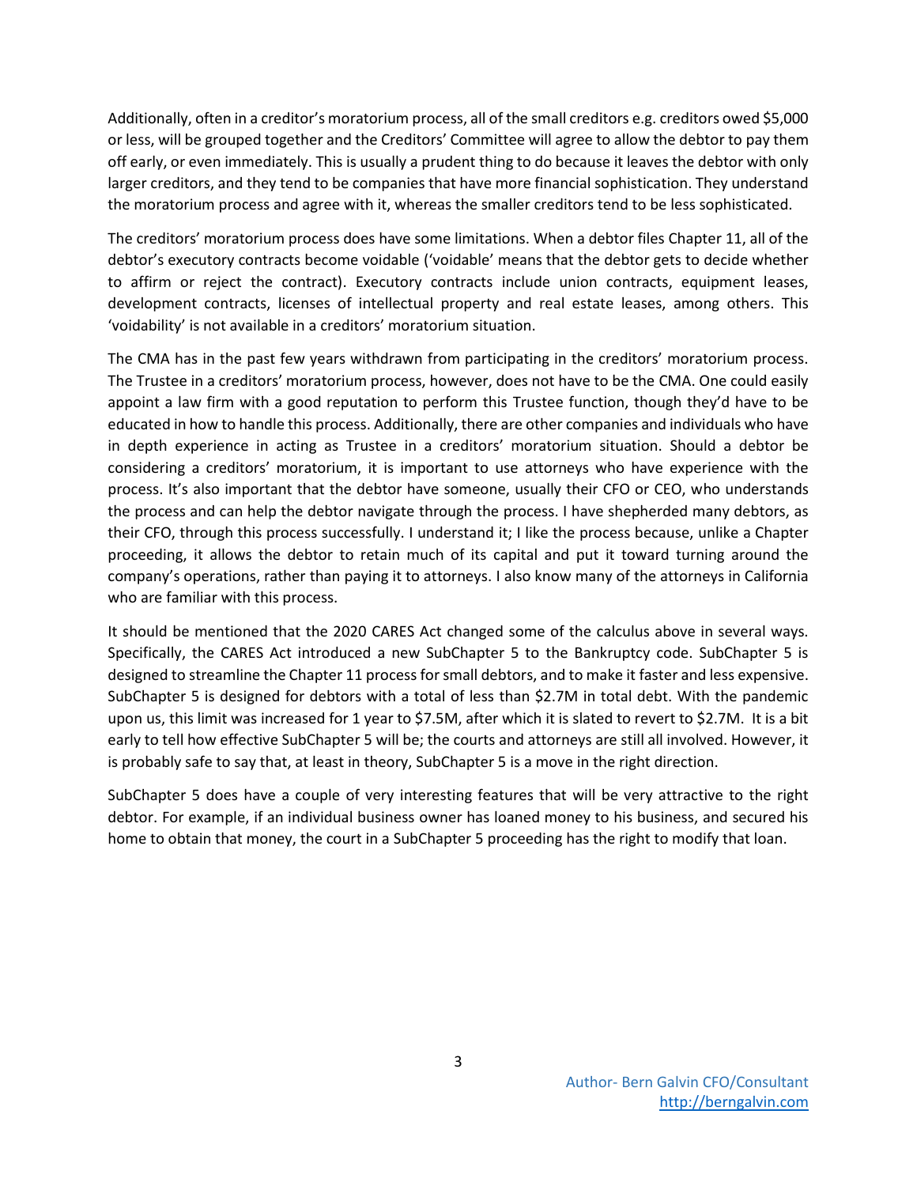Additionally, often in a creditor's moratorium process, all of the small creditors e.g. creditors owed $5,000 or less, will be grouped together and the Creditors' Committee will agree to allow the debtor to pay them off early, or even immediately. This is usually a prudent thing to do because it leaves the debtor with only larger creditors, and they tend to be companies that have more financial sophistication. They understand the moratorium process and agree with it, whereas the smaller creditors tend to be less sophisticated.

The creditors' moratorium process does have some limitations. When a debtor files Chapter 11, all of the debtor's executory contracts become voidable ('voidable' means that the debtor gets to decide whether to affirm or reject the contract). Executory contracts include union contracts, equipment leases, development contracts, licenses of intellectual property and real estate leases, among others. This 'voidability' is not available in a creditors' moratorium situation.

The CMA has in the past few years withdrawn from participating in the creditors' moratorium process. The Trustee in a creditors' moratorium process, however, does not have to be the CMA. One could easily appoint a law firm with a good reputation to perform this Trustee function, though they'd have to be educated in how to handle this process. Additionally, there are other companies and individuals who have in depth experience in acting as Trustee in a creditors' moratorium situation. Should a debtor be considering a creditors' moratorium, it is important to use attorneys who have experience with the process. It's also important that the debtor have someone, usually their CFO or CEO, who understands the process and can help the debtor navigate through the process. I have shepherded many debtors, as their CFO, through this process successfully. I understand it; I like the process because, unlike a Chapter proceeding, it allows the debtor to retain much of its capital and put it toward turning around the company's operations, rather than paying it to attorneys. I also know many of the attorneys in California who are familiar with this process.

It should be mentioned that the 2020 CARES Act changed some of the calculus above in several ways. Specifically, the CARES Act introduced a new SubChapter 5 to the Bankruptcy code. SubChapter 5 is designed to streamline the Chapter 11 process for small debtors, and to make it faster and less expensive. SubChapter 5 is designed for debtors with a total of less than $2.7M in total debt. With the pandemic upon us, this limit was increased for 1 year to $7.5M, after which it is slated to revert to $2.7M. It is a bit early to tell how effective SubChapter 5 will be; the courts and attorneys are still all involved. However, it is probably safe to say that, at least in theory, SubChapter 5 is a move in the right direction.

SubChapter 5 does have a couple of very interesting features that will be very attractive to the right debtor. For example, if an individual business owner has loaned money to his business, and secured his home to obtain that money, the court in a SubChapter 5 proceeding has the right to modify that loan.

Author- Bern Galvin CFO/Consultant
http://berngalvin.com